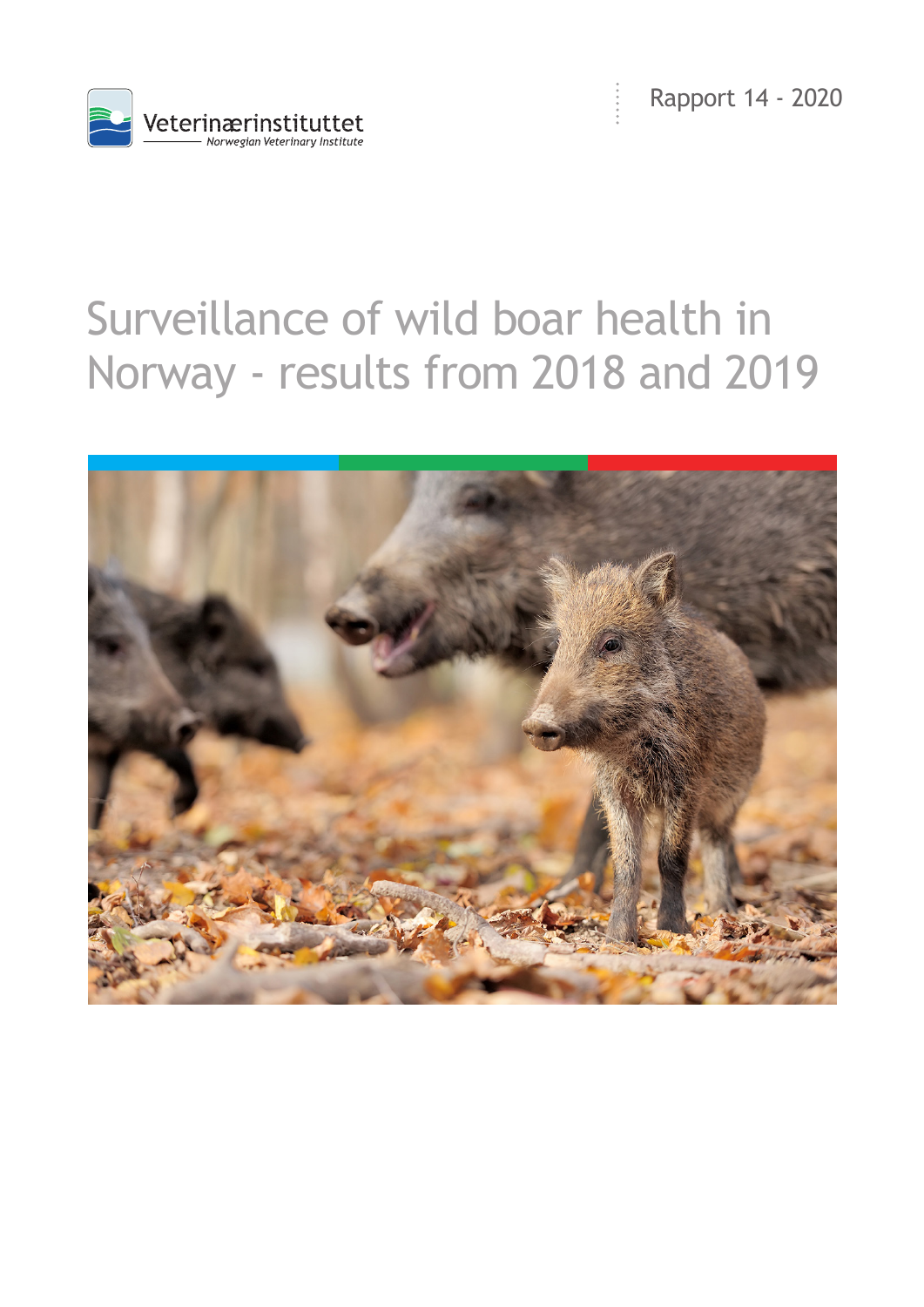Veterinærinstituttet
*Norwegian Veterinary Institute*

Rapport 14 - 2020

# Surveillance of wild boar health in Norway - results from 2018 and 2019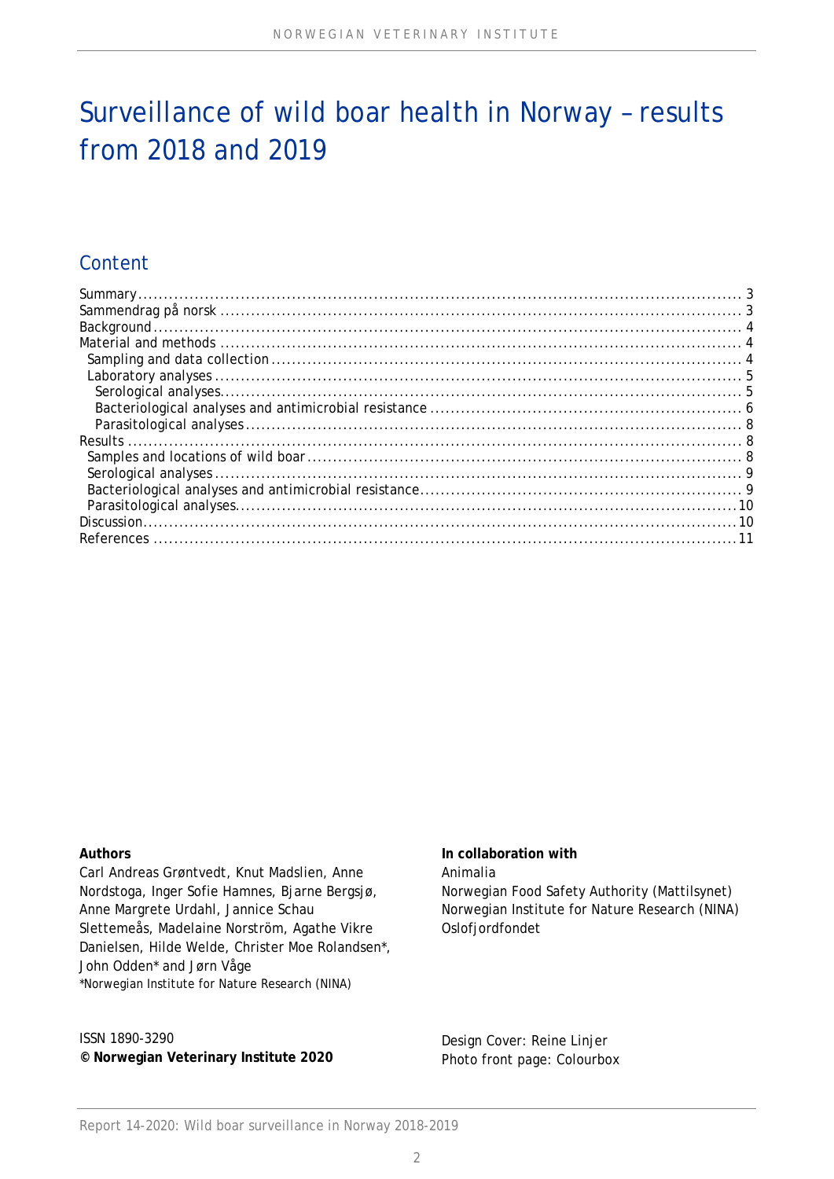# Surveillance of wild boar health in Norway – results from 2018 and 2019

## Content

Summary ..... 3
Sammendrag på norsk ..... 3
Background ..... 4
Material and methods ..... 4
  Sampling and data collection ..... 4
  Laboratory analyses ..... 5
    Serological analyses ..... 5
    Bacteriological analyses and antimicrobial resistance ..... 6
    Parasitological analyses ..... 8
Results ..... 8
  Samples and locations of wild boar ..... 8
  Serological analyses ..... 9
  Bacteriological analyses and antimicrobial resistance ..... 9
  Parasitological analyses ..... 10
Discussion ..... 10
References ..... 11

**Authors**
Carl Andreas Grøntvedt, Knut Madslien, Anne Nordstoga, Inger Sofie Hamnes, Bjarne Bergsjø, Anne Margrete Urdahl, Jannice Schau Slettemeås, Madelaine Norström, Agathe Vikre Danielsen, Hilde Welde, Christer Moe Rolandsen*, John Odden* and Jørn Våge
*Norwegian Institute for Nature Research (NINA)

**In collaboration with**
Animalia
Norwegian Food Safety Authority (Mattilsynet)
Norwegian Institute for Nature Research (NINA)
Oslofjordfondet

ISSN 1890-3290
**© Norwegian Veterinary Institute 2020**

Design Cover: Reine Linjer
Photo front page: Colourbox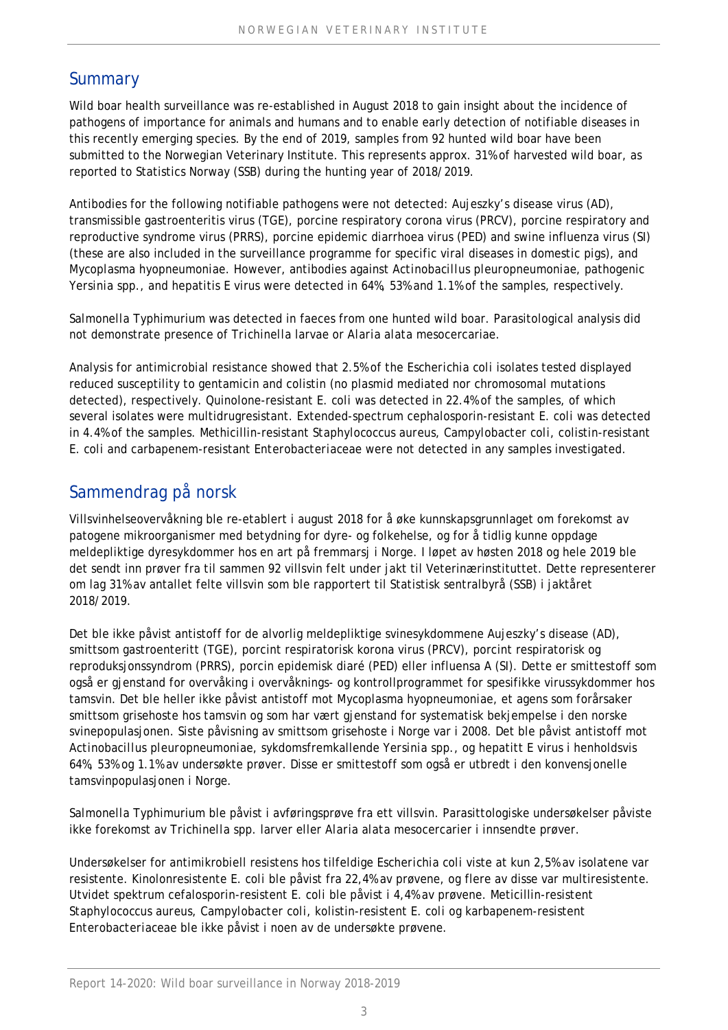## Summary

Wild boar health surveillance was re-established in August 2018 to gain insight about the incidence of pathogens of importance for animals and humans and to enable early detection of notifiable diseases in this recently emerging species. By the end of 2019, samples from 92 hunted wild boar have been submitted to the Norwegian Veterinary Institute. This represents approx. 31% of harvested wild boar, as reported to Statistics Norway (SSB) during the hunting year of 2018/2019.

Antibodies for the following notifiable pathogens were not detected: Aujeszky's disease virus (AD), transmissible gastroenteritis virus (TGE), porcine respiratory corona virus (PRCV), porcine respiratory and reproductive syndrome virus (PRRS), porcine epidemic diarrhoea virus (PED) and swine influenza virus (SI) (these are also included in the surveillance programme for specific viral diseases in domestic pigs), and *Mycoplasma hyopneumoniae*. However, antibodies against *Actinobacillus pleuropneumoniae*, pathogenic *Yersinia* spp., and hepatitis E virus were detected in 64%, 53% and 1.1% of the samples, respectively.

*Salmonella* Typhimurium was detected in faeces from one hunted wild boar. Parasitological analysis did not demonstrate presence of *Trichinella* larvae or *Alaria alata* mesocercariae.

Analysis for antimicrobial resistance showed that 2.5% of the *Escherichia coli* isolates tested displayed reduced susceptility to gentamicin and colistin (no plasmid mediated nor chromosomal mutations detected), respectively. Quinolone-resistant *E. coli* was detected in 22.4% of the samples, of which several isolates were multidrugresistant. Extended-spectrum cephalosporin-resistant *E. coli* was detected in 4.4% of the samples. Methicillin-resistant *Staphylococcus aureus*, *Campylobacter coli*, colistin-resistant *E. coli* and carbapenem-resistant *Enterobacteriaceae* were not detected in any samples investigated.

## Sammendrag på norsk

Villsvinhelseovervåkning ble re-etablert i august 2018 for å øke kunnskapsgrunnlaget om forekomst av patogene mikroorganismer med betydning for dyre- og folkehelse, og for å tidlig kunne oppdage meldepliktige dyresykdommer hos en art på fremmarsj i Norge. I løpet av høsten 2018 og hele 2019 ble det sendt inn prøver fra til sammen 92 villsvin felt under jakt til Veterinærinstituttet. Dette representerer om lag 31% av antallet felte villsvin som ble rapportert til Statistisk sentralbyrå (SSB) i jaktåret 2018/2019.

Det ble ikke påvist antistoff for de alvorlig meldepliktige svinesykdommene Aujeszky's disease (AD), smittsom gastroenteritt (TGE), porcint respiratorisk korona virus (PRCV), porcint respiratorisk og reproduksjonssyndrom (PRRS), porcin epidemisk diaré (PED) eller influensa A (SI). Dette er smittestoff som også er gjenstand for overvåking i overvåknings- og kontrollprogrammet for spesifikke virussykdommer hos tamsvin. Det ble heller ikke påvist antistoff mot *Mycoplasma hyopneumoniae*, et agens som forårsaker smittsom grisehoste hos tamsvin og som har vært gjenstand for systematisk bekjempelse i den norske svinepopulasjonen. Siste påvisning av smittsom grisehoste i Norge var i 2008. Det ble påvist antistoff mot *Actinobacillus pleuropneumoniae*, sykdomsfremkallende *Yersinia* spp., og hepatitt E virus i henholdsvis 64%, 53% og 1.1% av undersøkte prøver. Disse er smittestoff som også er utbredt i den konvensjonelle tamsvinpopulasjonen i Norge.

*Salmonella* Typhimurium ble påvist i avføringsprøve fra ett villsvin. Parasittologiske undersøkelser påviste ikke forekomst av *Trichinella* spp. larver eller *Alaria alata* mesocercarier i innsendte prøver.

Undersøkelser for antimikrobiell resistens hos tilfeldige *Escherichia coli* viste at kun 2,5% av isolatene var resistente. Kinolonresistente *E. coli* ble påvist fra 22,4% av prøvene, og flere av disse var multiresistente. Utvidet spektrum cefalosporin-resistent *E. coli* ble påvist i 4,4% av prøvene. Meticillin-resistent *Staphylococcus aureus*, *Campylobacter coli*, kolistin-resistent *E. coli* og karbapenem-resistent *Enterobacteriaceae* ble ikke påvist i noen av de undersøkte prøvene.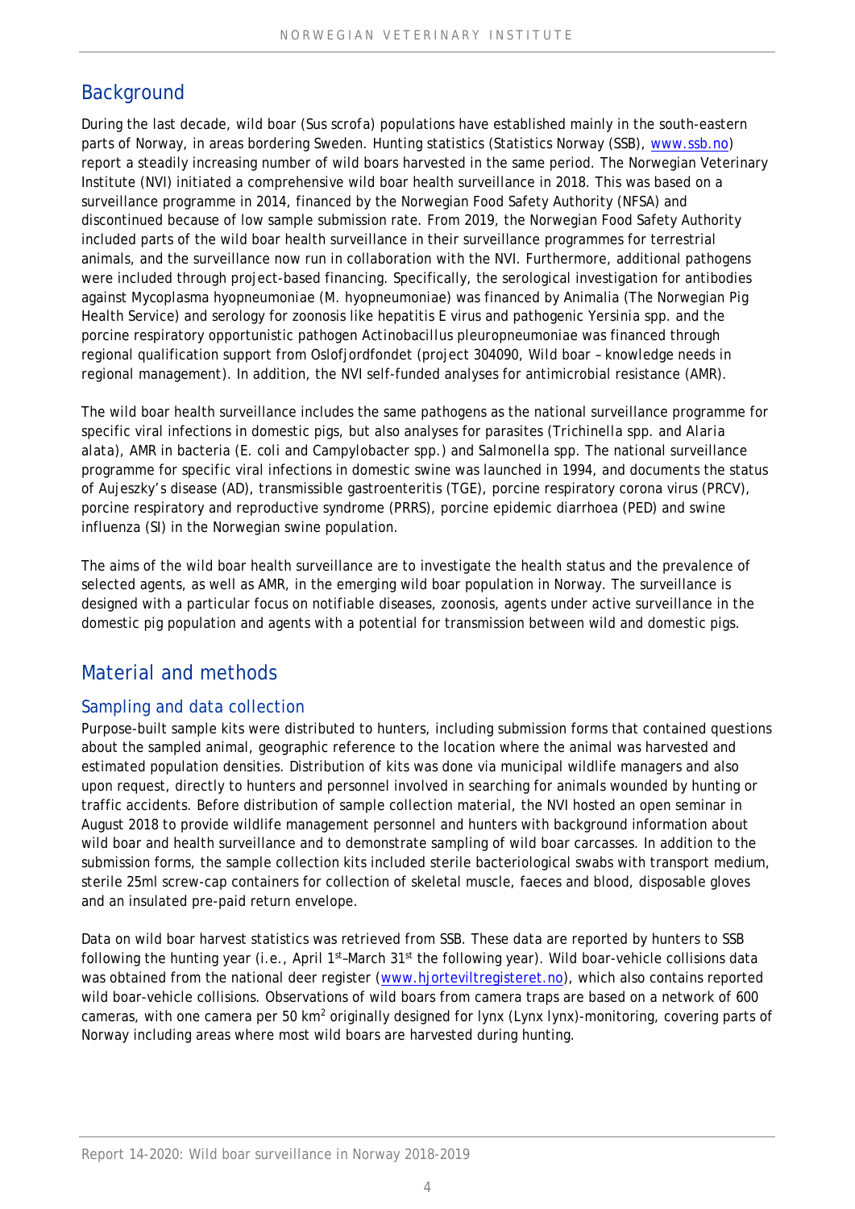## Background

During the last decade, wild boar (*Sus scrofa*) populations have established mainly in the south-eastern parts of Norway, in areas bordering Sweden. Hunting statistics (Statistics Norway (SSB), www.ssb.no) report a steadily increasing number of wild boars harvested in the same period. The Norwegian Veterinary Institute (NVI) initiated a comprehensive wild boar health surveillance in 2018. This was based on a surveillance programme in 2014, financed by the Norwegian Food Safety Authority (NFSA) and discontinued because of low sample submission rate. From 2019, the Norwegian Food Safety Authority included parts of the wild boar health surveillance in their surveillance programmes for terrestrial animals, and the surveillance now run in collaboration with the NVI. Furthermore, additional pathogens were included through project-based financing. Specifically, the serological investigation for antibodies against *Mycoplasma hyopneumoniae* (*M. hyopneumoniae*) was financed by Animalia (The Norwegian Pig Health Service) and serology for zoonosis like hepatitis E virus and pathogenic *Yersinia* spp. and the porcine respiratory opportunistic pathogen *Actinobacillus pleuropneumoniae* was financed through regional qualification support from Oslofjordfondet (project 304090, Wild boar – knowledge needs in regional management). In addition, the NVI self-funded analyses for antimicrobial resistance (AMR).

The wild boar health surveillance includes the same pathogens as the national surveillance programme for specific viral infections in domestic pigs, but also analyses for parasites (*Trichinella* spp. and *Alaria alata*), AMR in bacteria (*E. coli* and *Campylobacter* spp.) and *Salmonella* spp. The national surveillance programme for specific viral infections in domestic swine was launched in 1994, and documents the status of Aujeszky's disease (AD), transmissible gastroenteritis (TGE), porcine respiratory corona virus (PRCV), porcine respiratory and reproductive syndrome (PRRS), porcine epidemic diarrhoea (PED) and swine influenza (SI) in the Norwegian swine population.

The aims of the wild boar health surveillance are to investigate the health status and the prevalence of selected agents, as well as AMR, in the emerging wild boar population in Norway. The surveillance is designed with a particular focus on notifiable diseases, zoonosis, agents under active surveillance in the domestic pig population and agents with a potential for transmission between wild and domestic pigs.

## Material and methods

### Sampling and data collection

Purpose-built sample kits were distributed to hunters, including submission forms that contained questions about the sampled animal, geographic reference to the location where the animal was harvested and estimated population densities. Distribution of kits was done via municipal wildlife managers and also upon request, directly to hunters and personnel involved in searching for animals wounded by hunting or traffic accidents. Before distribution of sample collection material, the NVI hosted an open seminar in August 2018 to provide wildlife management personnel and hunters with background information about wild boar and health surveillance and to demonstrate sampling of wild boar carcasses. In addition to the submission forms, the sample collection kits included sterile bacteriological swabs with transport medium, sterile 25ml screw-cap containers for collection of skeletal muscle, faeces and blood, disposable gloves and an insulated pre-paid return envelope.

Data on wild boar harvest statistics was retrieved from SSB. These data are reported by hunters to SSB following the hunting year (i.e., April 1st–March 31st the following year). Wild boar-vehicle collisions data was obtained from the national deer register (www.hjorteviltregisteret.no), which also contains reported wild boar-vehicle collisions. Observations of wild boars from camera traps are based on a network of 600 cameras, with one camera per 50 $km^2$ originally designed for lynx (*Lynx lynx*)-monitoring, covering parts of Norway including areas where most wild boars are harvested during hunting.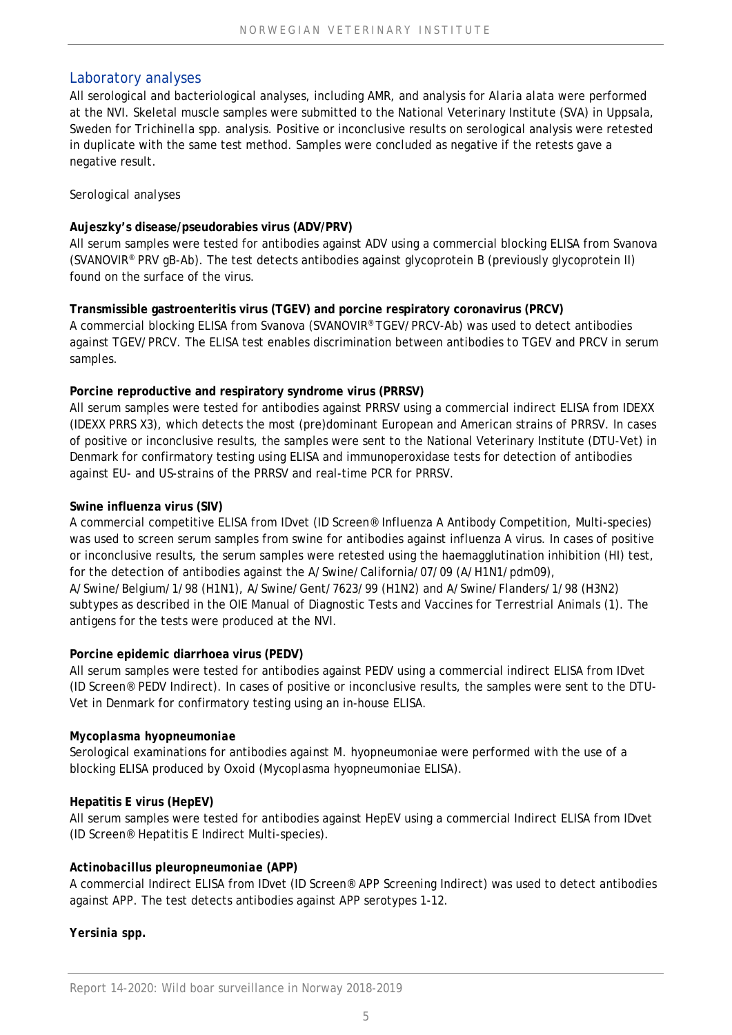## Laboratory analyses

All serological and bacteriological analyses, including AMR, and analysis for *Alaria alata* were performed at the NVI. Skeletal muscle samples were submitted to the National Veterinary Institute (SVA) in Uppsala, Sweden for *Trichinella* spp. analysis. Positive or inconclusive results on serological analysis were retested in duplicate with the same test method. Samples were concluded as negative if the retests gave a negative result.

### Serological analyses

**Aujeszky's disease/pseudorabies virus (ADV/PRV)**

All serum samples were tested for antibodies against ADV using a commercial blocking ELISA from Svanova (SVANOVIR® PRV gB-Ab). The test detects antibodies against glycoprotein B (previously glycoprotein II) found on the surface of the virus.

**Transmissible gastroenteritis virus (TGEV) and porcine respiratory coronavirus (PRCV)**

A commercial blocking ELISA from Svanova (SVANOVIR® TGEV/PRCV-Ab) was used to detect antibodies against TGEV/PRCV. The ELISA test enables discrimination between antibodies to TGEV and PRCV in serum samples.

**Porcine reproductive and respiratory syndrome virus (PRRSV)**

All serum samples were tested for antibodies against PRRSV using a commercial indirect ELISA from IDEXX (IDEXX PRRS X3), which detects the most (pre)dominant European and American strains of PRRSV. In cases of positive or inconclusive results, the samples were sent to the National Veterinary Institute (DTU-Vet) in Denmark for confirmatory testing using ELISA and immunoperoxidase tests for detection of antibodies against EU- and US-strains of the PRRSV and real-time PCR for PRRSV.

**Swine influenza virus (SIV)**

A commercial competitive ELISA from IDvet (ID Screen® Influenza A Antibody Competition, Multi-species) was used to screen serum samples from swine for antibodies against influenza A virus. In cases of positive or inconclusive results, the serum samples were retested using the haemagglutination inhibition (HI) test, for the detection of antibodies against the A/Swine/California/07/09 (A/H1N1/pdm09), A/Swine/Belgium/1/98 (H1N1), A/Swine/Gent/7623/99 (H1N2) and A/Swine/Flanders/1/98 (H3N2) subtypes as described in the OIE Manual of Diagnostic Tests and Vaccines for Terrestrial Animals (1). The antigens for the tests were produced at the NVI.

**Porcine epidemic diarrhoea virus (PEDV)**

All serum samples were tested for antibodies against PEDV using a commercial indirect ELISA from IDvet (ID Screen® PEDV Indirect). In cases of positive or inconclusive results, the samples were sent to the DTU-Vet in Denmark for confirmatory testing using an in-house ELISA.

***Mycoplasma hyopneumoniae***

Serological examinations for antibodies against M. hyopneumoniae were performed with the use of a blocking ELISA produced by Oxoid (Mycoplasma hyopneumoniae ELISA).

**Hepatitis E virus (HepEV)**

All serum samples were tested for antibodies against HepEV using a commercial Indirect ELISA from IDvet (ID Screen® Hepatitis E Indirect Multi-species).

***Actinobacillus pleuropneumoniae* (APP)**

A commercial Indirect ELISA from IDvet (ID Screen® APP Screening Indirect) was used to detect antibodies against APP. The test detects antibodies against APP serotypes 1-12.

***Yersinia* spp.**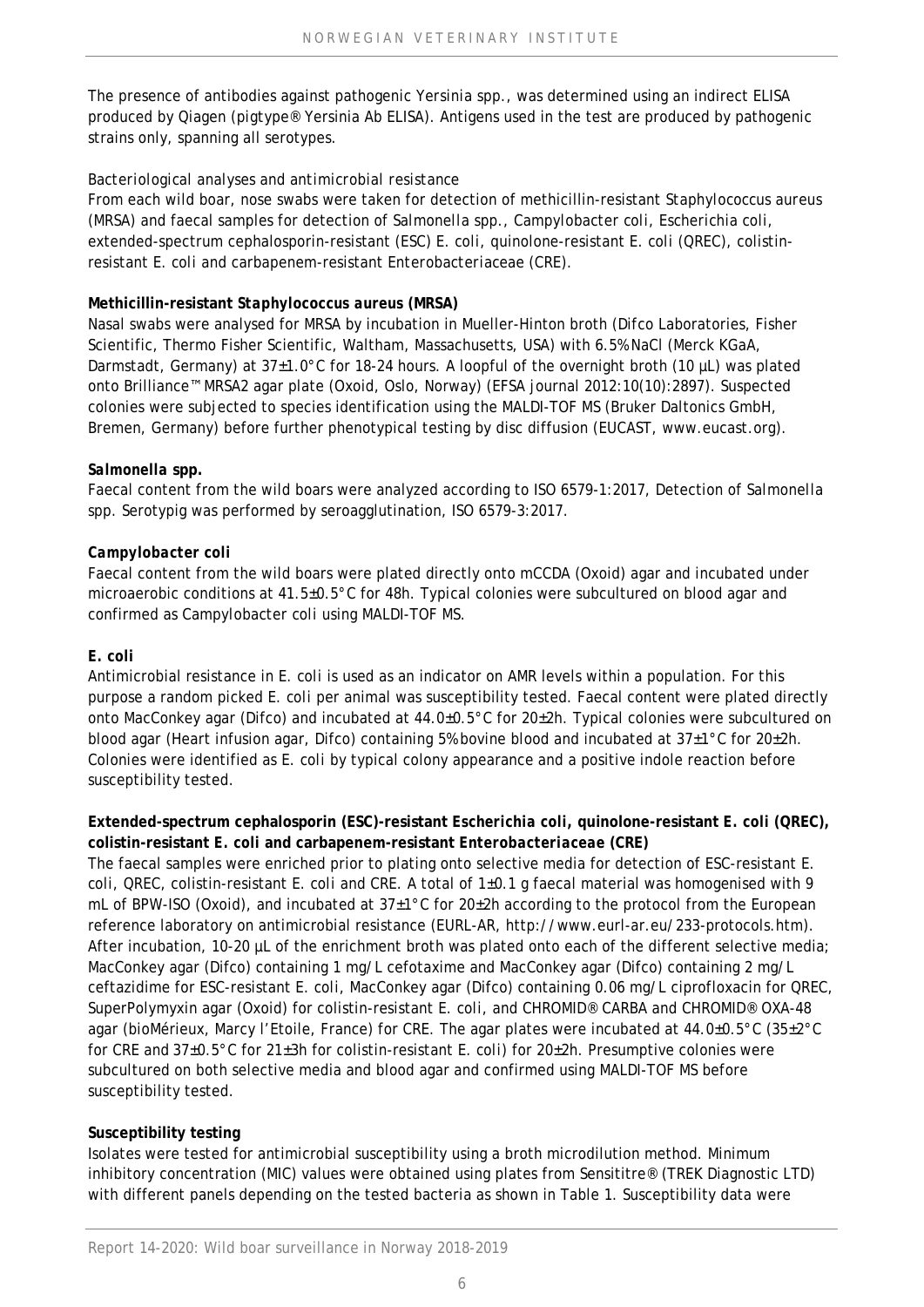The presence of antibodies against pathogenic Yersinia spp., was determined using an indirect ELISA produced by Qiagen (pigtype® Yersinia Ab ELISA). Antigens used in the test are produced by pathogenic strains only, spanning all serotypes.

Bacteriological analyses and antimicrobial resistance

From each wild boar, nose swabs were taken for detection of methicillin-resistant Staphylococcus aureus (MRSA) and faecal samples for detection of Salmonella spp., Campylobacter coli, Escherichia coli, extended-spectrum cephalosporin-resistant (ESC) E. coli, quinolone-resistant E. coli (QREC), colistin-resistant E. coli and carbapenem-resistant Enterobacteriaceae (CRE).

**Methicillin-resistant *Staphylococcus aureus* (MRSA)**

Nasal swabs were analysed for MRSA by incubation in Mueller-Hinton broth (Difco Laboratories, Fisher Scientific, Thermo Fisher Scientific, Waltham, Massachusetts, USA) with 6.5% NaCl (Merck KGaA, Darmstadt, Germany) at 37±1.0°C for 18-24 hours. A loopful of the overnight broth (10 µL) was plated onto Brilliance™ MRSA2 agar plate (Oxoid, Oslo, Norway) (EFSA journal 2012:10(10):2897). Suspected colonies were subjected to species identification using the MALDI-TOF MS (Bruker Daltonics GmbH, Bremen, Germany) before further phenotypical testing by disc diffusion (EUCAST, www.eucast.org).

***Salmonella* spp.**

Faecal content from the wild boars were analyzed according to ISO 6579-1:2017, Detection of *Salmonella* spp. Serotypig was performed by seroagglutination, ISO 6579-3:2017.

***Campylobacter coli***

Faecal content from the wild boars were plated directly onto mCCDA (Oxoid) agar and incubated under microaerobic conditions at 41.5±0.5°C for 48h. Typical colonies were subcultured on blood agar and confirmed as Campylobacter coli using MALDI-TOF MS.

***E. coli***

Antimicrobial resistance in E. coli is used as an indicator on AMR levels within a population. For this purpose a random picked E. coli per animal was susceptibility tested. Faecal content were plated directly onto MacConkey agar (Difco) and incubated at 44.0±0.5°C for 20±2h. Typical colonies were subcultured on blood agar (Heart infusion agar, Difco) containing 5% bovine blood and incubated at 37±1°C for 20±2h. Colonies were identified as E. coli by typical colony appearance and a positive indole reaction before susceptibility tested.

**Extended-spectrum cephalosporin (ESC)-resistant *Escherichia coli*, quinolone-resistant *E. coli* (QREC), colistin-resistant *E. coli* and carbapenem-resistant *Enterobacteriaceae* (CRE)**

The faecal samples were enriched prior to plating onto selective media for detection of ESC-resistant E. coli, QREC, colistin-resistant E. coli and CRE. A total of 1±0.1 g faecal material was homogenised with 9 mL of BPW-ISO (Oxoid), and incubated at 37±1°C for 20±2h according to the protocol from the European reference laboratory on antimicrobial resistance (EURL-AR, http://www.eurl-ar.eu/233-protocols.htm). After incubation, 10-20 µL of the enrichment broth was plated onto each of the different selective media; MacConkey agar (Difco) containing 1 mg/L cefotaxime and MacConkey agar (Difco) containing 2 mg/L ceftazidime for ESC-resistant E. coli, MacConkey agar (Difco) containing 0.06 mg/L ciprofloxacin for QREC, SuperPolymyxin agar (Oxoid) for colistin-resistant E. coli, and CHROMID® CARBA and CHROMID® OXA-48 agar (bioMérieux, Marcy l'Etoile, France) for CRE. The agar plates were incubated at 44.0±0.5°C (35±2°C for CRE and 37±0.5°C for 21±3h for colistin-resistant E. coli) for 20±2h. Presumptive colonies were subcultured on both selective media and blood agar and confirmed using MALDI-TOF MS before susceptibility tested.

**Susceptibility testing**

Isolates were tested for antimicrobial susceptibility using a broth microdilution method. Minimum inhibitory concentration (MIC) values were obtained using plates from Sensititre® (TREK Diagnostic LTD) with different panels depending on the tested bacteria as shown in Table 1. Susceptibility data were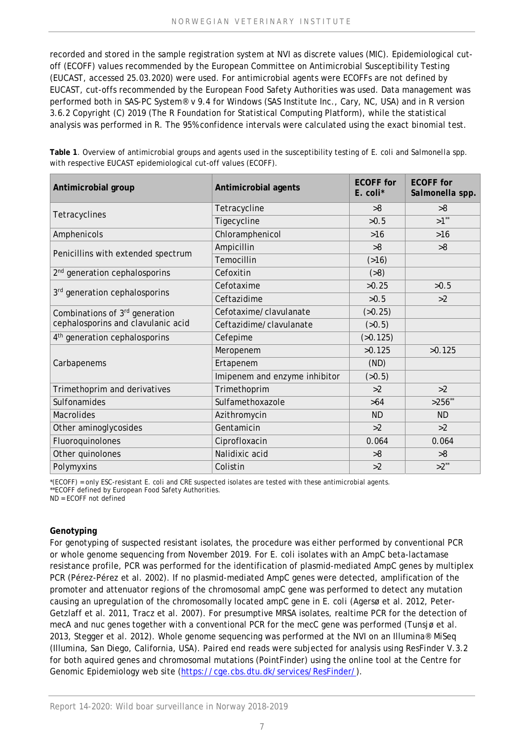recorded and stored in the sample registration system at NVI as discrete values (MIC). Epidemiological cut-off (ECOFF) values recommended by the European Committee on Antimicrobial Susceptibility Testing (EUCAST, accessed 25.03.2020) were used. For antimicrobial agents were ECOFFs are not defined by EUCAST, cut-offs recommended by the European Food Safety Authorities was used. Data management was performed both in SAS-PC System® v 9.4 for Windows (SAS Institute Inc., Cary, NC, USA) and in R version 3.6.2 Copyright (C) 2019 (The R Foundation for Statistical Computing Platform), while the statistical analysis was performed in R. The 95% confidence intervals were calculated using the exact binomial test.

**Table 1**. Overview of antimicrobial groups and agents used in the susceptibility testing of E. coli and Salmonella spp. with respective EUCAST epidemiological cut-off values (ECOFF).

| Antimicrobial group | Antimicrobial agents | ECOFF for E. coli* | ECOFF for Salmonella spp. |
|---|---|---|---|
| Tetracyclines | Tetracycline | >8 | >8 |
| | Tigecycline | >0.5 | >1** |
| Amphenicols | Chloramphenicol | >16 | >16 |
| Penicillins with extended spectrum | Ampicillin | >8 | >8 |
| | Temocillin | (>16) | |
| 2nd generation cephalosporins | Cefoxitin | (>8) | |
| 3rd generation cephalosporins | Cefotaxime | >0.25 | >0.5 |
| | Ceftazidime | >0.5 | >2 |
| Combinations of 3rd generation cephalosporins and clavulanic acid | Cefotaxime/clavulanate | (>0.25) | |
| | Ceftazidime/clavulanate | (>0.5) | |
| 4th generation cephalosporins | Cefepime | (>0.125) | |
| Carbapenems | Meropenem | >0.125 | >0.125 |
| | Ertapenem | (ND) | |
| | Imipenem and enzyme inhibitor | (>0.5) | |
| Trimethoprim and derivatives | Trimethoprim | >2 | >2 |
| Sulfonamides | Sulfamethoxazole | >64 | >256** |
| Macrolides | Azithromycin | ND | ND |
| Other aminoglycosides | Gentamicin | >2 | >2 |
| Fluoroquinolones | Ciprofloxacin | 0.064 | 0.064 |
| Other quinolones | Nalidixic acid | >8 | >8 |
| Polymyxins | Colistin | >2 | >2** |

*(ECOFF) = only ESC-resistant E. coli and CRE suspected isolates are tested with these antimicrobial agents.
**ECOFF defined by European Food Safety Authorities.
ND = ECOFF not defined

**Genotyping**

For genotyping of suspected resistant isolates, the procedure was either performed by conventional PCR or whole genome sequencing from November 2019. For E. coli isolates with an AmpC beta-lactamase resistance profile, PCR was performed for the identification of plasmid-mediated AmpC genes by multiplex PCR (Pérez-Pérez et al. 2002). If no plasmid-mediated AmpC genes were detected, amplification of the promoter and attenuator regions of the chromosomal ampC gene was performed to detect any mutation causing an upregulation of the chromosomally located ampC gene in E. coli (Agersø et al. 2012, Peter-Getzlaff et al. 2011, Tracz et al. 2007). For presumptive MRSA isolates, realtime PCR for the detection of mecA and nuc genes together with a conventional PCR for the mecC gene was performed (Tunsjø et al. 2013, Stegger et al. 2012). Whole genome sequencing was performed at the NVI on an Illumina® MiSeq (Illumina, San Diego, California, USA). Paired end reads were subjected for analysis using ResFinder V.3.2 for both aquired genes and chromosomal mutations (PointFinder) using the online tool at the Centre for Genomic Epidemiology web site (https://cge.cbs.dtu.dk/services/ResFinder/).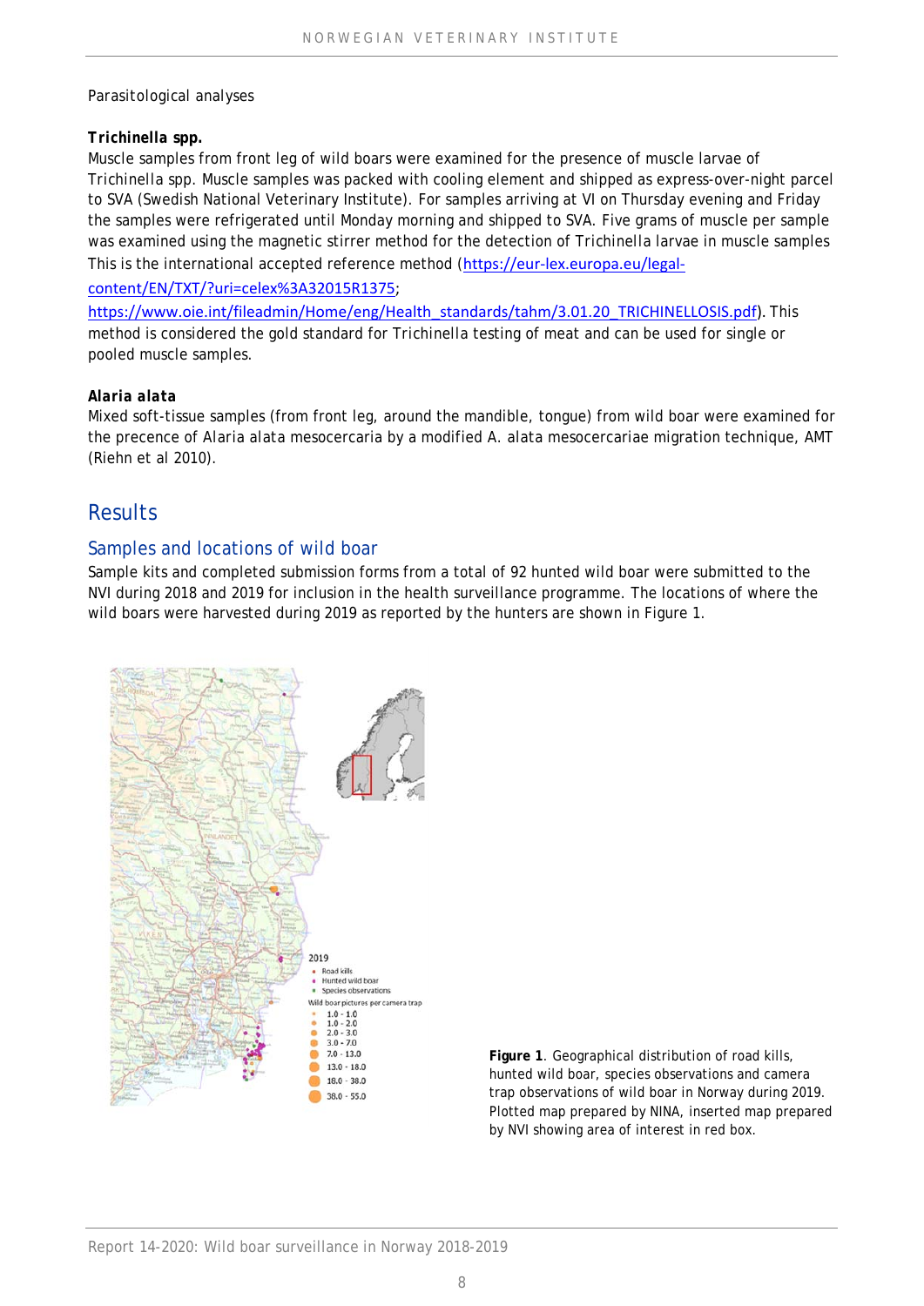Parasitological analyses

**Trichinella spp.**

Muscle samples from front leg of wild boars were examined for the presence of muscle larvae of Trichinella spp. Muscle samples was packed with cooling element and shipped as express-over-night parcel to SVA (Swedish National Veterinary Institute). For samples arriving at VI on Thursday evening and Friday the samples were refrigerated until Monday morning and shipped to SVA. Five grams of muscle per sample was examined using the magnetic stirrer method for the detection of Trichinella larvae in muscle samples This is the international accepted reference method ([https://eur-lex.europa.eu/legal-content/EN/TXT/?uri=celex%3A32015R1375](https://eur-lex.europa.eu/legal-content/EN/TXT/?uri=celex%3A32015R1375); [https://www.oie.int/fileadmin/Home/eng/Health_standards/tahm/3.01.20_TRICHINELLOSIS.pdf](https://www.oie.int/fileadmin/Home/eng/Health_standards/tahm/3.01.20_TRICHINELLOSIS.pdf)). This method is considered the gold standard for Trichinella testing of meat and can be used for single or pooled muscle samples.

**Alaria alata**

Mixed soft-tissue samples (from front leg, around the mandible, tongue) from wild boar were examined for the precence of Alaria alata mesocercaria by a modified A. alata mesocercariae migration technique, AMT (Riehn et al 2010).

# Results

## Samples and locations of wild boar

Sample kits and completed submission forms from a total of 92 hunted wild boar were submitted to the NVI during 2018 and 2019 for inclusion in the health surveillance programme. The locations of where the wild boars were harvested during 2019 as reported by the hunters are shown in Figure 1.

**Figure 1**. Geographical distribution of road kills, hunted wild boar, species observations and camera trap observations of wild boar in Norway during 2019. Plotted map prepared by NINA, inserted map prepared by NVI showing area of interest in red box.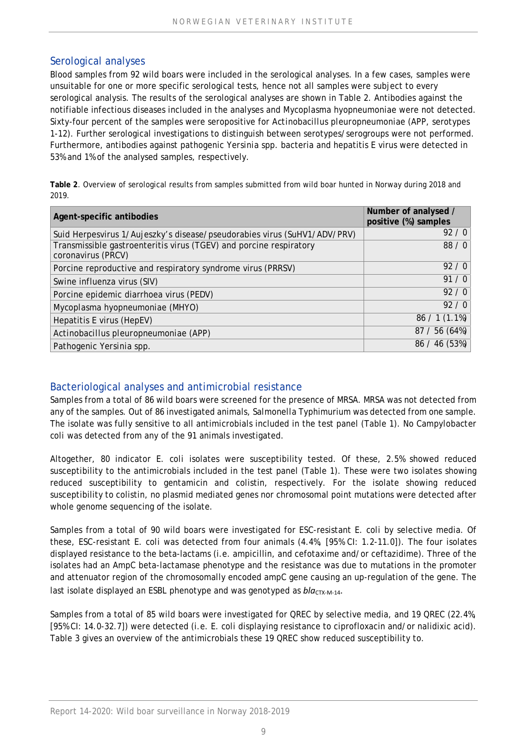## Serological analyses

Blood samples from 92 wild boars were included in the serological analyses. In a few cases, samples were unsuitable for one or more specific serological tests, hence not all samples were subject to every serological analysis. The results of the serological analyses are shown in Table 2. Antibodies against the notifiable infectious diseases included in the analyses and Mycoplasma hyopneumoniae were not detected. Sixty-four percent of the samples were seropositive for Actinobacillus pleuropneumoniae (APP, serotypes 1-12). Further serological investigations to distinguish between serotypes/serogroups were not performed. Furthermore, antibodies against pathogenic Yersinia spp. bacteria and hepatitis E virus were detected in 53% and 1% of the analysed samples, respectively.

**Table 2**. Overview of serological results from samples submitted from wild boar hunted in Norway during 2018 and 2019.

| Agent-specific antibodies | Number of analysed / positive (%) samples |
|---|---|
| Suid Herpesvirus 1/Aujeszky's disease/pseudorabies virus (SuHV1/ADV/PRV) | 92 / 0 |
| Transmissible gastroenteritis virus (TGEV) and porcine respiratory coronavirus (PRCV) | 88 / 0 |
| Porcine reproductive and respiratory syndrome virus (PRRSV) | 92 / 0 |
| Swine influenza virus (SIV) | 91 / 0 |
| Porcine epidemic diarrhoea virus (PEDV) | 92 / 0 |
| Mycoplasma hyopneumoniae (MHYO) | 92 / 0 |
| Hepatitis E virus (HepEV) | 86 / 1 (1.1%) |
| Actinobacillus pleuropneumoniae (APP) | 87 / 56 (64%) |
| Pathogenic Yersinia spp. | 86 / 46 (53%) |

## Bacteriological analyses and antimicrobial resistance

Samples from a total of 86 wild boars were screened for the presence of MRSA. MRSA was not detected from any of the samples. Out of 86 investigated animals, *Salmonella* Typhimurium was detected from one sample. The isolate was fully sensitive to all antimicrobials included in the test panel (Table 1). No Campylobacter coli was detected from any of the 91 animals investigated.

Altogether, 80 indicator E. coli isolates were susceptibility tested. Of these, 2.5% showed reduced susceptibility to the antimicrobials included in the test panel (Table 1). These were two isolates showing reduced susceptibility to gentamicin and colistin, respectively. For the isolate showing reduced susceptibility to colistin, no plasmid mediated genes nor chromosomal point mutations were detected after whole genome sequencing of the isolate.

Samples from a total of 90 wild boars were investigated for ESC-resistant E. coli by selective media. Of these, ESC-resistant E. coli was detected from four animals (4.4%, [95% CI: 1.2-11.0]). The four isolates displayed resistance to the beta-lactams (i.e. ampicillin, and cefotaxime and/or ceftazidime). Three of the isolates had an AmpC beta-lactamase phenotype and the resistance was due to mutations in the promoter and attenuator region of the chromosomally encoded ampC gene causing an up-regulation of the gene. The last isolate displayed an ESBL phenotype and was genotyped as $bla_{CTX\text{-}M\text{-}14}$.

Samples from a total of 85 wild boars were investigated for QREC by selective media, and 19 QREC (22.4%, [95% CI: 14.0-32.7]) were detected (i.e. E. coli displaying resistance to ciprofloxacin and/or nalidixic acid). Table 3 gives an overview of the antimicrobials these 19 QREC show reduced susceptibility to.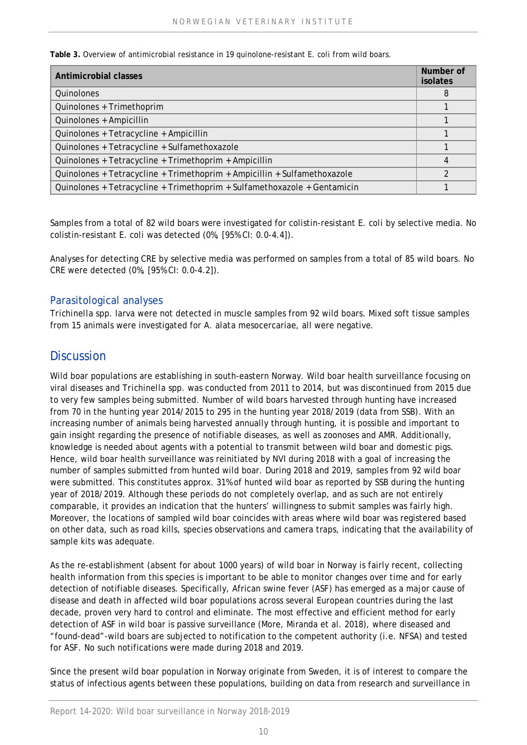**Table 3.** Overview of antimicrobial resistance in 19 quinolone-resistant *E. coli* from wild boars.

| Antimicrobial classes | Number of isolates |
|---|---|
| Quinolones | 8 |
| Quinolones + Trimethoprim | 1 |
| Quinolones + Ampicillin | 1 |
| Quinolones + Tetracycline + Ampicillin | 1 |
| Quinolones + Tetracycline + Sulfamethoxazole | 1 |
| Quinolones + Tetracycline + Trimethoprim + Ampicillin | 4 |
| Quinolones + Tetracycline + Trimethoprim + Ampicillin + Sulfamethoxazole | 2 |
| Quinolones + Tetracycline + Trimethoprim + Sulfamethoxazole + Gentamicin | 1 |

Samples from a total of 82 wild boars were investigated for colistin-resistant *E. coli* by selective media. No colistin-resistant *E. coli* was detected (0%, [95% CI: 0.0-4.4]).

Analyses for detecting CRE by selective media was performed on samples from a total of 85 wild boars. No CRE were detected (0%, [95% CI: 0.0-4.2]).

### Parasitological analyses

*Trichinella* spp. larva were not detected in muscle samples from 92 wild boars. Mixed soft tissue samples from 15 animals were investigated for *A. alata* mesocercariae, all were negative.

## Discussion

Wild boar populations are establishing in south-eastern Norway. Wild boar health surveillance focusing on viral diseases and *Trichinella* spp. was conducted from 2011 to 2014, but was discontinued from 2015 due to very few samples being submitted. Number of wild boars harvested through hunting have increased from 70 in the hunting year 2014/2015 to 295 in the hunting year 2018/2019 (data from SSB). With an increasing number of animals being harvested annually through hunting, it is possible and important to gain insight regarding the presence of notifiable diseases, as well as zoonoses and AMR. Additionally, knowledge is needed about agents with a potential to transmit between wild boar and domestic pigs. Hence, wild boar health surveillance was reinitiated by NVI during 2018 with a goal of increasing the number of samples submitted from hunted wild boar. During 2018 and 2019, samples from 92 wild boar were submitted. This constitutes approx. 31% of hunted wild boar as reported by SSB during the hunting year of 2018/2019. Although these periods do not completely overlap, and as such are not entirely comparable, it provides an indication that the hunters' willingness to submit samples was fairly high. Moreover, the locations of sampled wild boar coincides with areas where wild boar was registered based on other data, such as road kills, species observations and camera traps, indicating that the availability of sample kits was adequate.

As the re-establishment (absent for about 1000 years) of wild boar in Norway is fairly recent, collecting health information from this species is important to be able to monitor changes over time and for early detection of notifiable diseases. Specifically, African swine fever (ASF) has emerged as a major cause of disease and death in affected wild boar populations across several European countries during the last decade, proven very hard to control and eliminate. The most effective and efficient method for early detection of ASF in wild boar is passive surveillance (More, Miranda et al. 2018), where diseased and "found-dead"-wild boars are subjected to notification to the competent authority (i.e. NFSA) and tested for ASF. No such notifications were made during 2018 and 2019.

Since the present wild boar population in Norway originate from Sweden, it is of interest to compare the status of infectious agents between these populations, building on data from research and surveillance in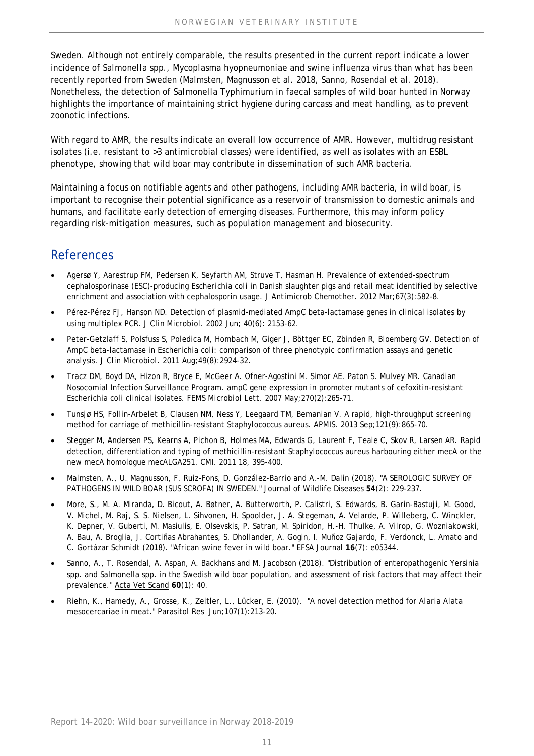Sweden. Although not entirely comparable, the results presented in the current report indicate a lower incidence of *Salmonella* spp., *Mycoplasma hyopneumoniae* and swine influenza virus than what has been recently reported from Sweden (Malmsten, Magnusson et al. 2018, Sanno, Rosendal et al. 2018). Nonetheless, the detection of *Salmonella* Typhimurium in faecal samples of wild boar hunted in Norway highlights the importance of maintaining strict hygiene during carcass and meat handling, as to prevent zoonotic infections.

With regard to AMR, the results indicate an overall low occurrence of AMR. However, multidrug resistant isolates (i.e. resistant to >3 antimicrobial classes) were identified, as well as isolates with an ESBL phenotype, showing that wild boar may contribute in dissemination of such AMR bacteria.

Maintaining a focus on notifiable agents and other pathogens, including AMR bacteria, in wild boar, is important to recognise their potential significance as a reservoir of transmission to domestic animals and humans, and facilitate early detection of emerging diseases. Furthermore, this may inform policy regarding risk-mitigation measures, such as population management and biosecurity.

## References

- Agersø Y, Aarestrup FM, Pedersen K, Seyfarth AM, Struve T, Hasman H. Prevalence of extended-spectrum cephalosporinase (ESC)-producing *Escherichia coli* in Danish slaughter pigs and retail meat identified by selective enrichment and association with cephalosporin usage. J Antimicrob Chemother. 2012 Mar;67(3):582-8.
- Pérez-Pérez FJ, Hanson ND. Detection of plasmid-mediated AmpC beta-lactamase genes in clinical isolates by using multiplex PCR. J Clin Microbiol. 2002 Jun; 40(6): 2153-62.
- Peter-Getzlaff S, Polsfuss S, Poledica M, Hombach M, Giger J, Böttger EC, Zbinden R, Bloemberg GV. Detection of AmpC beta-lactamase in Escherichia coli: comparison of three phenotypic confirmation assays and genetic analysis. J Clin Microbiol. 2011 Aug;49(8):2924-32.
- Tracz DM, Boyd DA, Hizon R, Bryce E, McGeer A. Ofner-Agostini M. Simor AE. Paton S. Mulvey MR. Canadian Nosocomial Infection Surveillance Program. ampC gene expression in promoter mutants of cefoxitin-resistant Escherichia coli clinical isolates. FEMS Microbiol Lett. 2007 May;270(2):265-71.
- Tunsjø HS, Follin-Arbelet B, Clausen NM, Ness Y, Leegaard TM, Bemanian V. A rapid, high-throughput screening method for carriage of methicillin-resistant Staphylococcus aureus. APMIS. 2013 Sep;121(9):865-70.
- Stegger M, Andersen PS, Kearns A, Pichon B, Holmes MA, Edwards G, Laurent F, Teale C, Skov R, Larsen AR. Rapid detection, differentiation and typing of methicillin-resistant Staphylococcus aureus harbouring either mecA or the new mecA homologue mecALGA251. CMI. 2011 18, 395-400.
- Malmsten, A., U. Magnusson, F. Ruiz-Fons, D. González-Barrio and A.-M. Dalin (2018). "A SEROLOGIC SURVEY OF PATHOGENS IN WILD BOAR (SUS SCROFA) IN SWEDEN." Journal of Wildlife Diseases **54**(2): 229-237.
- More, S., M. A. Miranda, D. Bicout, A. Bøtner, A. Butterworth, P. Calistri, S. Edwards, B. Garin-Bastuji, M. Good, V. Michel, M. Raj, S. S. Nielsen, L. Sihvonen, H. Spoolder, J. A. Stegeman, A. Velarde, P. Willeberg, C. Winckler, K. Depner, V. Guberti, M. Masiulis, E. Olsevskis, P. Satran, M. Spiridon, H.-H. Thulke, A. Vilrop, G. Wozniakowski, A. Bau, A. Broglia, J. Cortiñas Abrahantes, S. Dhollander, A. Gogin, I. Muñoz Gajardo, F. Verdonck, L. Amato and C. Gortázar Schmidt (2018). "African swine fever in wild boar." EFSA Journal **16**(7): e05344.
- Sanno, A., T. Rosendal, A. Aspan, A. Backhans and M. Jacobson (2018). "Distribution of enteropathogenic Yersinia spp. and Salmonella spp. in the Swedish wild boar population, and assessment of risk factors that may affect their prevalence." Acta Vet Scand **60**(1): 40.
- Riehn, K., Hamedy, A., Grosse, K., Zeitler, L., Lücker, E. (2010). "A novel detection method for *Alaria Alata* mesocercariae in meat." Parasitol Res Jun;107(1):213-20.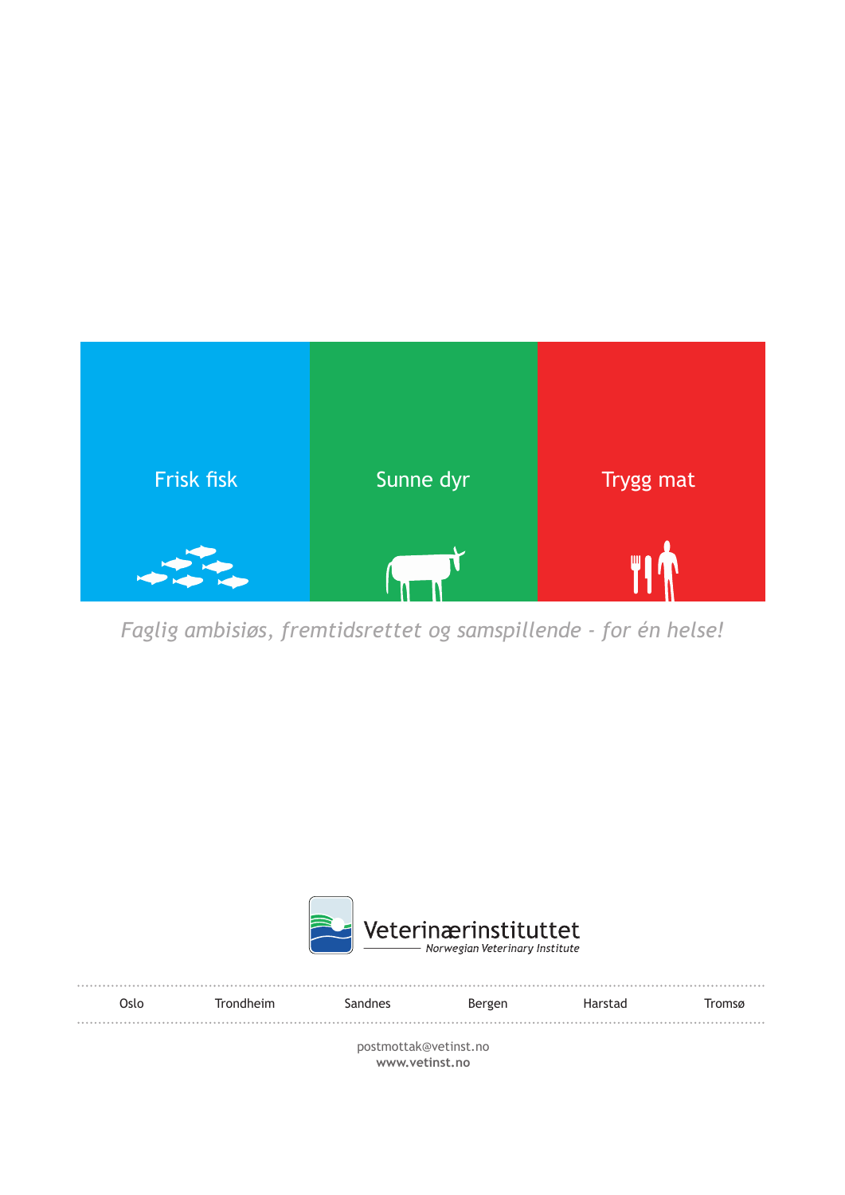Frisk fisk

Sunne dyr

Trygg mat

*Faglig ambisiøs, fremtidsrettet og samspillende - for én helse!*

Veterinærinstituttet
*Norwegian Veterinary Institute*

Oslo | Trondheim | Sandnes | Bergen | Harstad | Tromsø

postmottak@vetinst.no
**www.vetinst.no**